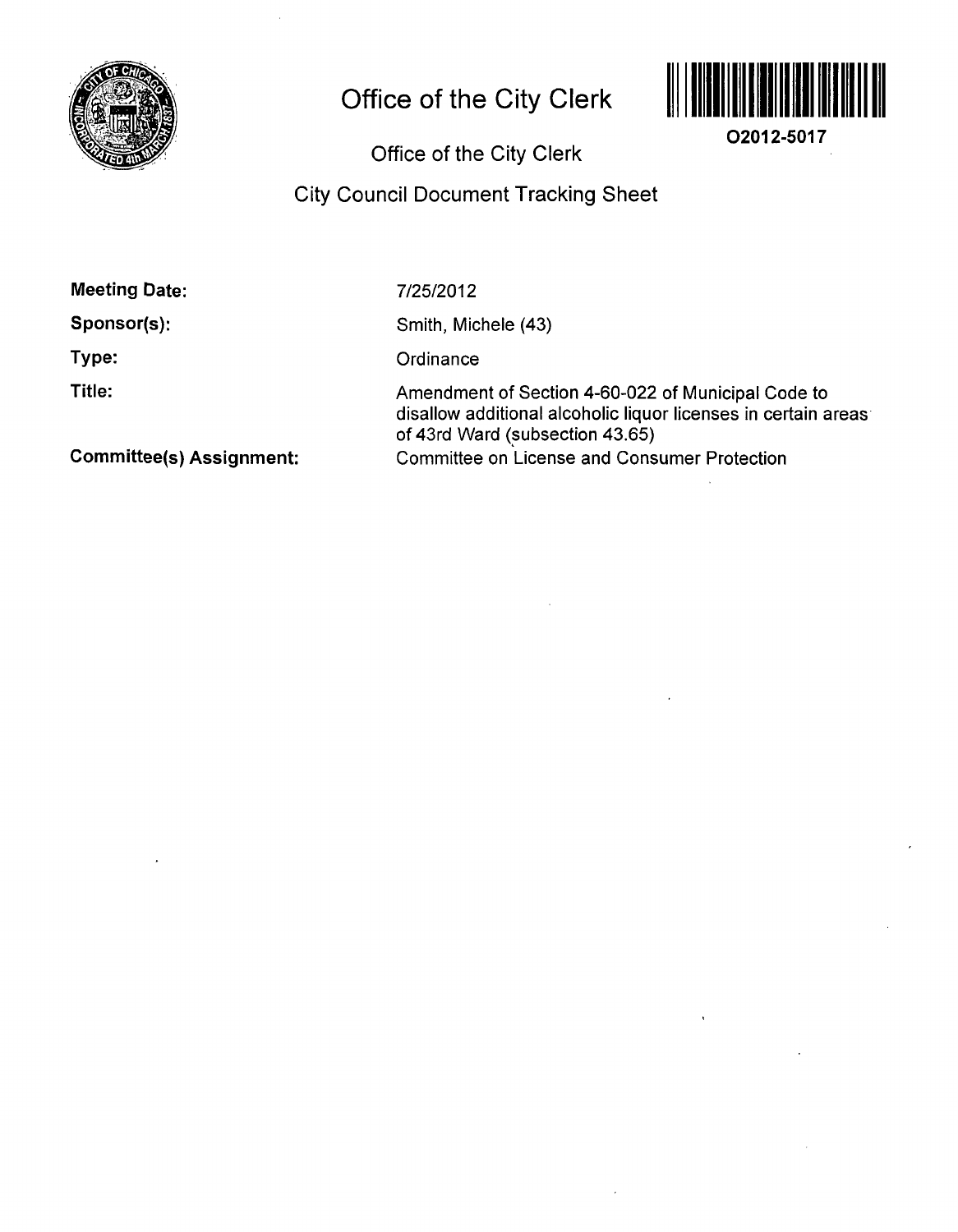# Office of the City Clerk

O2012-5017

## Office of the City Clerk

## City Council Document Tracking Sheet

**Meeting Date:** 7/25/2012

**Sponsor(s):** Smith, Michele (43)

**Type:** Ordinance

**Title:** Amendment of Section 4-60-022 of Municipal Code to disallow additional alcoholic liquor licenses in certain areas of 43rd Ward (subsection 43.65)

**Committee(s) Assignment:** Committee on License and Consumer Protection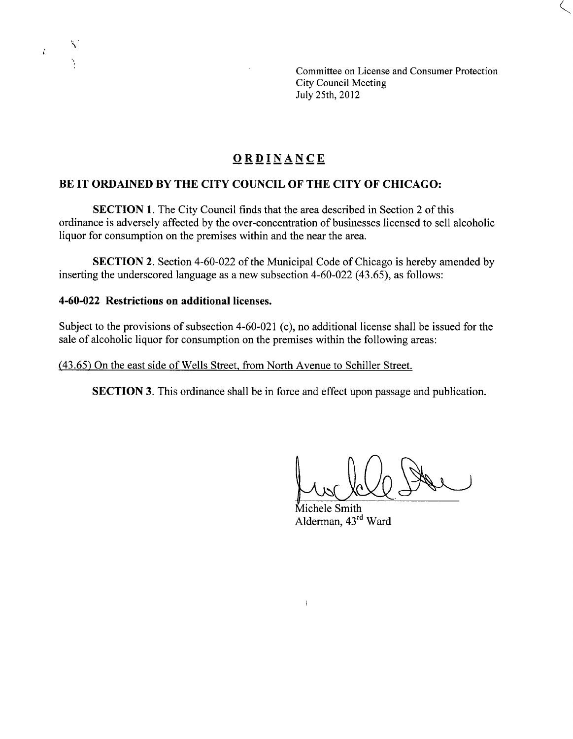Committee on License and Consumer Protection
City Council Meeting
July 25th, 2012

# ORDINANCE

**BE IT ORDAINED BY THE CITY COUNCIL OF THE CITY OF CHICAGO:**

**SECTION 1.** The City Council finds that the area described in Section 2 of this ordinance is adversely affected by the over-concentration of businesses licensed to sell alcoholic liquor for consumption on the premises within and the near the area.

**SECTION 2.** Section 4-60-022 of the Municipal Code of Chicago is hereby amended by inserting the underscored language as a new subsection 4-60-022 (43.65), as follows:

**4-60-022 Restrictions on additional licenses.**

Subject to the provisions of subsection 4-60-021 (c), no additional license shall be issued for the sale of alcoholic liquor for consumption on the premises within the following areas:

(43.65) On the east side of Wells Street, from North Avenue to Schiller Street.

**SECTION 3.** This ordinance shall be in force and effect upon passage and publication.

Michele Smith
Alderman, 43rd Ward